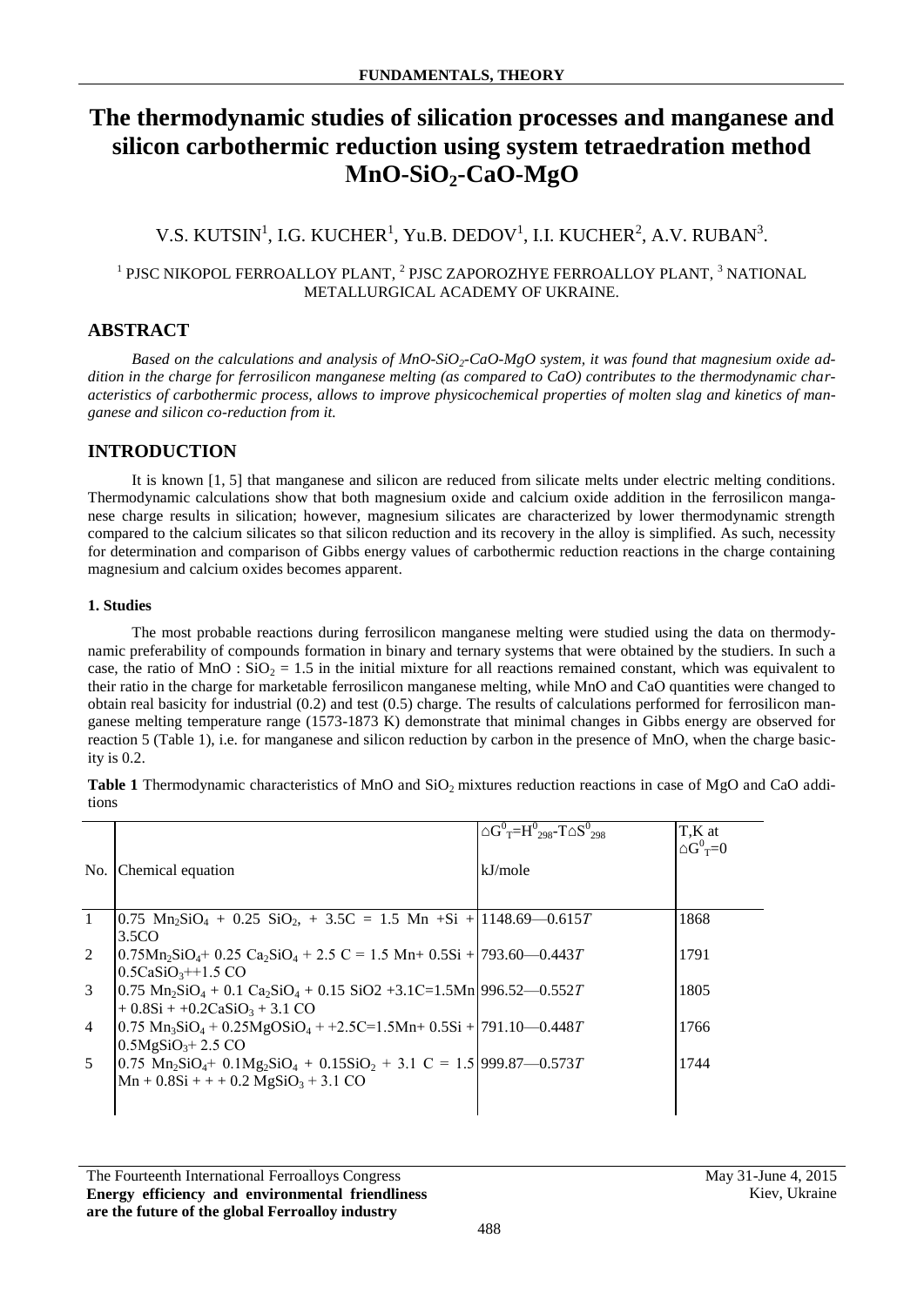# The thermodynamic studies of silication processes and manganese and silicon carbothermic reduction using system tetraedration method $MnO$-$SiO_2$-$CaO$-$MgO$

V.S. KUTSIN[1], I.G. KUCHER[1], Yu.B. DEDOV[1], I.I. KUCHER[2], A.V. RUBAN[3].

[1] PJSC NIKOPOL FERROALLOY PLANT, [2] PJSC ZAPOROZHYE FERROALLOY PLANT, [3] NATIONAL METALLURGICAL ACADEMY OF UKRAINE.

## ABSTRACT

*Based on the calculations and analysis of $MnO$-$SiO_2$-$CaO$-$MgO$ system, it was found that magnesium oxide addition in the charge for ferrosilicon manganese melting (as compared to CaO) contributes to the thermodynamic characteristics of carbothermic process, allows to improve physicochemical properties of molten slag and kinetics of manganese and silicon co-reduction from it.*

## INTRODUCTION

It is known [1, 5] that manganese and silicon are reduced from silicate melts under electric melting conditions. Thermodynamic calculations show that both magnesium oxide and calcium oxide addition in the ferrosilicon manganese charge results in silication; however, magnesium silicates are characterized by lower thermodynamic strength compared to the calcium silicates so that silicon reduction and its recovery in the alloy is simplified. As such, necessity for determination and comparison of Gibbs energy values of carbothermic reduction reactions in the charge containing magnesium and calcium oxides becomes apparent.

### 1. Studies

The most probable reactions during ferrosilicon manganese melting were studied using the data on thermodynamic preferability of compounds formation in binary and ternary systems that were obtained by the studiers. In such a case, the ratio of $MnO : SiO_2 = 1.5$ in the initial mixture for all reactions remained constant, which was equivalent to their ratio in the charge for marketable ferrosilicon manganese melting, while MnO and CaO quantities were changed to obtain real basicity for industrial (0.2) and test (0.5) charge. The results of calculations performed for ferrosilicon manganese melting temperature range (1573-1873 K) demonstrate that minimal changes in Gibbs energy are observed for reaction 5 (Table 1), i.e. for manganese and silicon reduction by carbon in the presence of MnO, when the charge basicity is 0.2.

**Table 1** Thermodynamic characteristics of MnO and $SiO_2$ mixtures reduction reactions in case of MgO and CaO additions

| No. | Chemical equation | $\Delta G^0_T = H^0_{298} - T\Delta S^0_{298}$ kJ/mole | T,K at $\Delta G^0_T=0$ |
|---|---|---|---|
| 1 | $0.75\ Mn_2SiO_4 + 0.25\ SiO_2, + 3.5C = 1.5\ Mn + Si + 3.5CO$ | $1148.69 - 0.615T$ | 1868 |
| 2 | $0.75Mn_2SiO_4 + 0.25\ Ca_2SiO_4 + 2.5\ C = 1.5\ Mn + 0.5Si + 0.5CaSiO_3 + +1.5\ CO$ | $793.60 - 0.443T$ | 1791 |
| 3 | $0.75\ Mn_2SiO_4 + 0.1\ Ca_2SiO_4 + 0.15\ SiO2 + 3.1C = 1.5Mn + 0.8Si + +0.2CaSiO_3 + 3.1\ CO$ | $996.52 - 0.552T$ | 1805 |
| 4 | $0.75\ Mn_3SiO_4 + 0.25MgOSiO_4 + +2.5C = 1.5Mn + 0.5Si + 0.5MgSiO_3 + 2.5\ CO$ | $791.10 - 0.448T$ | 1766 |
| 5 | $0.75\ Mn_2SiO_4 + 0.1Mg_2SiO_4 + 0.15SiO_2 + 3.1\ C = 1.5\ Mn + 0.8Si + + + 0.2\ MgSiO_3 + 3.1\ CO$ | $999.87 - 0.573T$ | 1744 |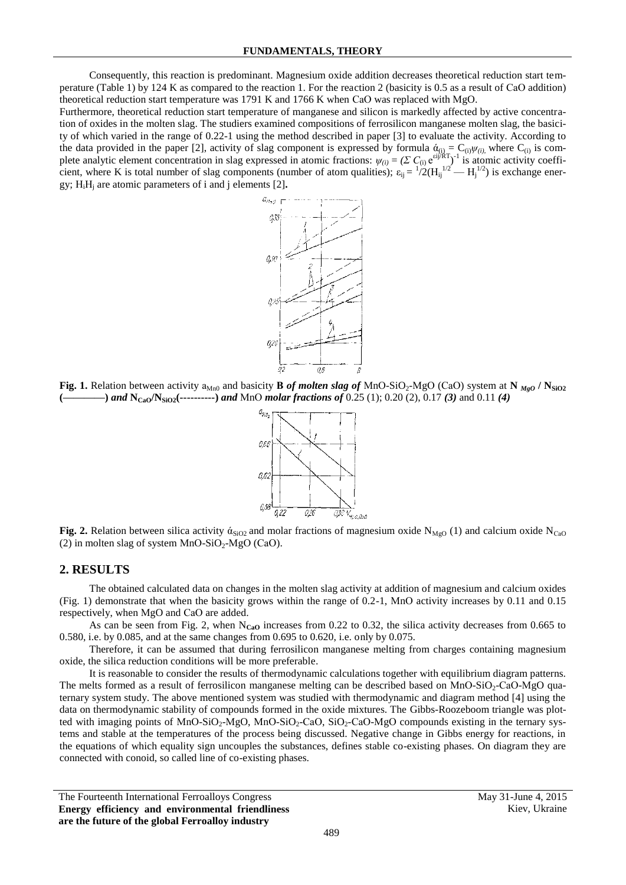Consequently, this reaction is predominant. Magnesium oxide addition decreases theoretical reduction start temperature (Table 1) by 124 K as compared to the reaction 1. For the reaction 2 (basicity is 0.5 as a result of CaO addition) theoretical reduction start temperature was 1791 K and 1766 K when CaO was replaced with MgO.

Furthermore, theoretical reduction start temperature of manganese and silicon is markedly affected by active concentration of oxides in the molten slag. The studiers examined compositions of ferrosilicon manganese molten slag, the basicity of which varied in the range of 0.22-1 using the method described in paper [3] to evaluate the activity. According to the data provided in the paper [2], activity of slag component is expressed by formula $\acute{\alpha}_{(i)} = C_{(i)}\psi_{(i)}$, where $C_{(i)}$ is complete analytic element concentration in slag expressed in atomic fractions: $\psi_{(i)} = (\Sigma\, C_{(i)}\, e^{\varepsilon ij/RT})^{-1}$ is atomic activity coefficient, where K is total number of slag components (number of atom qualities); $\varepsilon_{ij} = {}^{1}/2(H_{ij}^{1/2} — H_j^{1/2})$ is exchange energy; $H_iH_j$ are atomic parameters of i and j elements [2].

**Fig. 1.** Relation between activity $a_{Mn0}$ and basicity **B** ***of molten slag of*** MnO-$SiO_2$-MgO (CaO) system at **$N_{MgO}$ / $N_{SiO2}$ (————)** ***and*** **$N_{CaO}$/$N_{SiO2}$(----------)** ***and*** MnO ***molar fractions of*** 0.25 (1); 0.20 (2), 0.17 ***(3)*** and 0.11 ***(4)***

**Fig. 2.** Relation between silica activity $\acute{\alpha}_{SiO2}$ and molar fractions of magnesium oxide $N_{MgO}$ (1) and calcium oxide $N_{CaO}$ (2) in molten slag of system MnO-$SiO_2$-MgO (CaO).

## 2. RESULTS

The obtained calculated data on changes in the molten slag activity at addition of magnesium and calcium oxides (Fig. 1) demonstrate that when the basicity grows within the range of 0.2-1, MnO activity increases by 0.11 and 0.15 respectively, when MgO and CaO are added.

As can be seen from Fig. 2, when $N_{CaO}$ increases from 0.22 to 0.32, the silica activity decreases from 0.665 to 0.580, i.e. by 0.085, and at the same changes from 0.695 to 0.620, i.e. only by 0.075.

Therefore, it can be assumed that during ferrosilicon manganese melting from charges containing magnesium oxide, the silica reduction conditions will be more preferable.

It is reasonable to consider the results of thermodynamic calculations together with equilibrium diagram patterns. The melts formed as a result of ferrosilicon manganese melting can be described based on MnO-$SiO_2$-CaO-MgO quaternary system study. The above mentioned system was studied with thermodynamic and diagram method [4] using the data on thermodynamic stability of compounds formed in the oxide mixtures. The Gibbs-Roozeboom triangle was plotted with imaging points of MnO-$SiO_2$-MgO, MnO-$SiO_2$-CaO, $SiO_2$-CaO-MgO compounds existing in the ternary systems and stable at the temperatures of the process being discussed. Negative change in Gibbs energy for reactions, in the equations of which equality sign uncouples the substances, defines stable co-existing phases. On diagram they are connected with conoid, so called line of co-existing phases.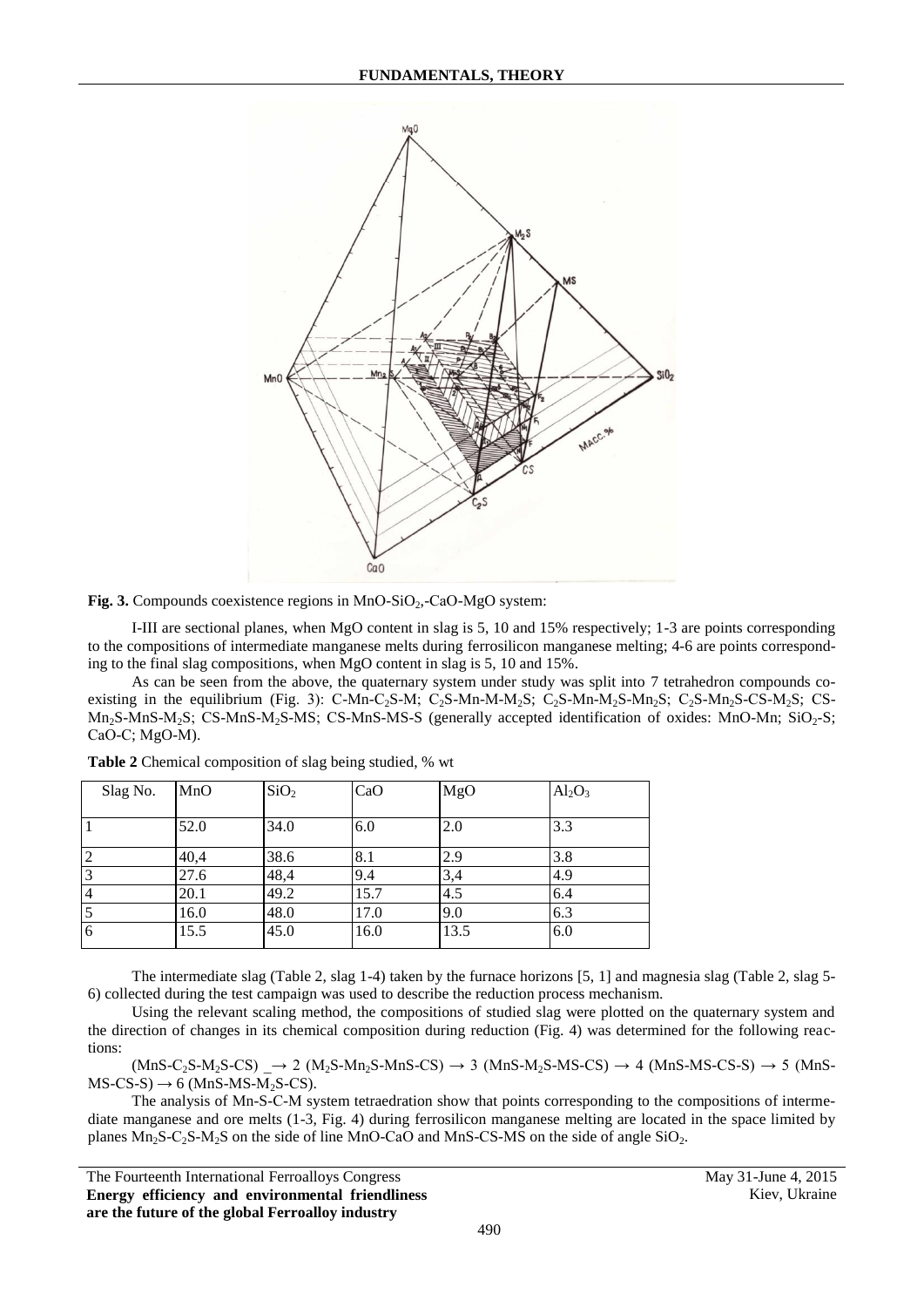**Fig. 3.** Compounds coexistence regions in $MnO$-$SiO_2$,-$CaO$-$MgO$ system:

I-III are sectional planes, when MgO content in slag is 5, 10 and 15% respectively; 1-3 are points corresponding to the compositions of intermediate manganese melts during ferrosilicon manganese melting; 4-6 are points corresponding to the final slag compositions, when MgO content in slag is 5, 10 and 15%.

As can be seen from the above, the quaternary system under study was split into 7 tetrahedron compounds coexisting in the equilibrium (Fig. 3): C-Mn-$C_2S$-M; $C_2S$-Mn-M-$M_2S$; $C_2S$-Mn-$M_2S$-$Mn_2S$; $C_2S$-$Mn_2S$-CS-$M_2S$; CS-$Mn_2S$-MnS-$M_2S$; CS-MnS-$M_2S$-MS; CS-MnS-MS-S (generally accepted identification of oxides: MnO-Mn; $SiO_2$-S; CaO-C; MgO-M).

**Table 2** Chemical composition of slag being studied, % wt

| Slag No. | MnO | $SiO_2$ | CaO | MgO | $Al_2O_3$ |
|---|---|---|---|---|---|
| 1 | 52.0 | 34.0 | 6.0 | 2.0 | 3.3 |
| 2 | 40,4 | 38.6 | 8.1 | 2.9 | 3.8 |
| 3 | 27.6 | 48,4 | 9.4 | 3,4 | 4.9 |
| 4 | 20.1 | 49.2 | 15.7 | 4.5 | 6.4 |
| 5 | 16.0 | 48.0 | 17.0 | 9.0 | 6.3 |
| 6 | 15.5 | 45.0 | 16.0 | 13.5 | 6.0 |

The intermediate slag (Table 2, slag 1-4) taken by the furnace horizons [5, 1] and magnesia slag (Table 2, slag 5-6) collected during the test campaign was used to describe the reduction process mechanism.

Using the relevant scaling method, the compositions of studied slag were plotted on the quaternary system and the direction of changes in its chemical composition during reduction (Fig. 4) was determined for the following reactions:

(MnS-$C_2S$-$M_2S$-CS) $\rightarrow$ 2 ($M_2S$-$Mn_2S$-MnS-CS) $\rightarrow$ 3 (MnS-$M_2S$-MS-CS) $\rightarrow$ 4 (MnS-MS-CS-S) $\rightarrow$ 5 (MnS-MS-CS-S) $\rightarrow$ 6 (MnS-MS-$M_2S$-CS).

The analysis of Mn-S-C-M system tetraedration show that points corresponding to the compositions of intermediate manganese and ore melts (1-3, Fig. 4) during ferrosilicon manganese melting are located in the space limited by planes $Mn_2S$-$C_2S$-$M_2S$ on the side of line MnO-CaO and MnS-CS-MS on the side of angle $SiO_2$.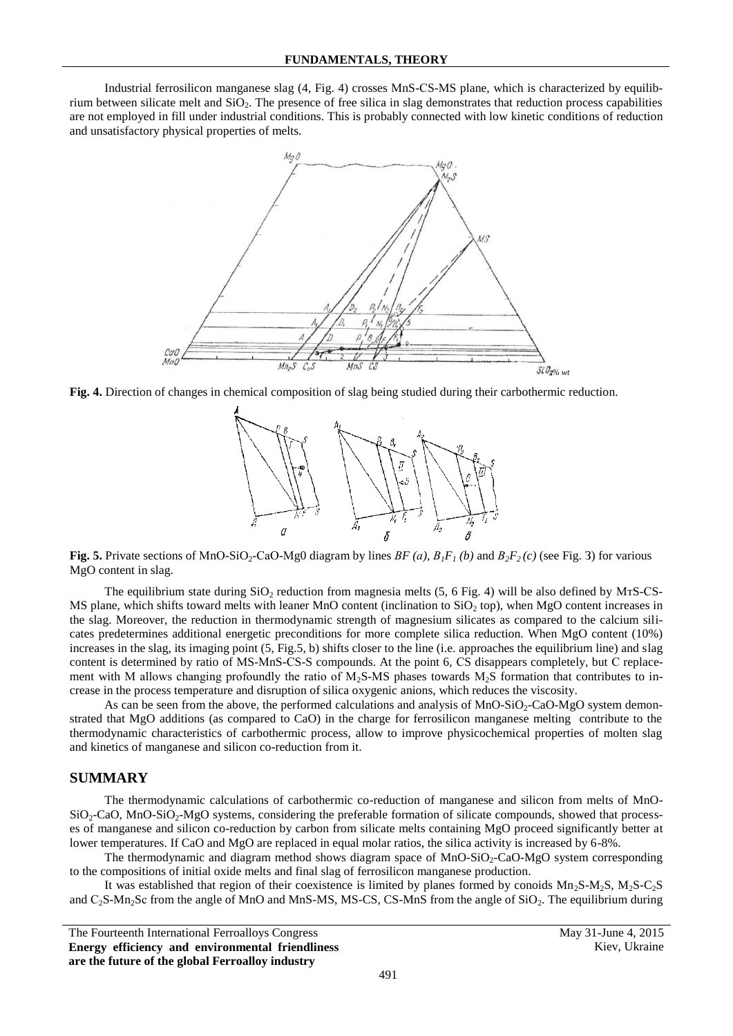Industrial ferrosilicon manganese slag (4, Fig. 4) crosses MnS-CS-MS plane, which is characterized by equilibrium between silicate melt and $SiO_2$. The presence of free silica in slag demonstrates that reduction process capabilities are not employed in fill under industrial conditions. This is probably connected with low kinetic conditions of reduction and unsatisfactory physical properties of melts.

**Fig. 4.** Direction of changes in chemical composition of slag being studied during their carbothermic reduction.

**Fig. 5.** Private sections of $MnO$-$SiO_2$-$CaO$-$Mg0$ diagram by lines *BF (a)*, $B_1F_1$ *(b)* and $B_2F_2$ *(c)* (see Fig. 3) for various MgO content in slag.

The equilibrium state during $SiO_2$ reduction from magnesia melts (5, 6 Fig. 4) will be also defined by MтS-CS-MS plane, which shifts toward melts with leaner MnO content (inclination to $SiO_2$ top), when MgO content increases in the slag. Moreover, the reduction in thermodynamic strength of magnesium silicates as compared to the calcium silicates predetermines additional energetic preconditions for more complete silica reduction. When MgO content (10%) increases in the slag, its imaging point (5, Fig.5, b) shifts closer to the line (i.e. approaches the equilibrium line) and slag content is determined by ratio of MS-MnS-CS-S compounds. At the point 6, CS disappears completely, but C replacement with M allows changing profoundly the ratio of $M_2S$-MS phases towards $M_2S$ formation that contributes to increase in the process temperature and disruption of silica oxygenic anions, which reduces the viscosity.

As can be seen from the above, the performed calculations and analysis of $MnO$-$SiO_2$-$CaO$-$MgO$ system demonstrated that MgO additions (as compared to CaO) in the charge for ferrosilicon manganese melting contribute to the thermodynamic characteristics of carbothermic process, allow to improve physicochemical properties of molten slag and kinetics of manganese and silicon co-reduction from it.

## SUMMARY

The thermodynamic calculations of carbothermic co-reduction of manganese and silicon from melts of $MnO$-$SiO_2$-$CaO$, $MnO$-$SiO_2$-$MgO$ systems, considering the preferable formation of silicate compounds, showed that processes of manganese and silicon co-reduction by carbon from silicate melts containing MgO proceed significantly better at lower temperatures. If CaO and MgO are replaced in equal molar ratios, the silica activity is increased by 6-8%.

The thermodynamic and diagram method shows diagram space of $MnO$-$SiO_2$-$CaO$-$MgO$ system corresponding to the compositions of initial oxide melts and final slag of ferrosilicon manganese production.

It was established that region of their coexistence is limited by planes formed by conoids $Mn_2S$-$M_2S$, $M_2S$-$C_2S$ and $C_2S$-$Mn_2Sc$ from the angle of MnO and MnS-MS, MS-CS, CS-MnS from the angle of $SiO_2$. The equilibrium during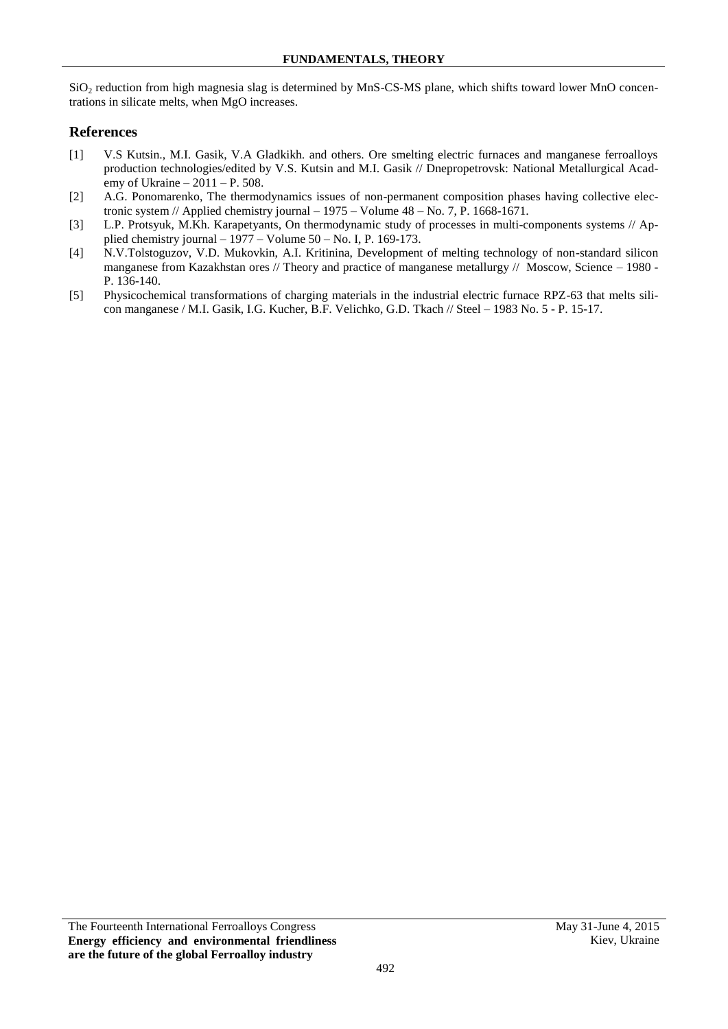$SiO_2$ reduction from high magnesia slag is determined by MnS-CS-MS plane, which shifts toward lower MnO concentrations in silicate melts, when MgO increases.

## References

[1] V.S Kutsin., M.I. Gasik, V.A Gladkikh. and others. Ore smelting electric furnaces and manganese ferroalloys production technologies/edited by V.S. Kutsin and M.I. Gasik // Dnepropetrovsk: National Metallurgical Academy of Ukraine – 2011 – P. 508.

[2] A.G. Ponomarenko, The thermodynamics issues of non-permanent composition phases having collective electronic system // Applied chemistry journal – 1975 – Volume 48 – No. 7, P. 1668-1671.

[3] L.P. Protsyuk, M.Kh. Karapetyants, On thermodynamic study of processes in multi-components systems // Applied chemistry journal – 1977 – Volume 50 – No. I, P. 169-173.

[4] N.V.Tolstoguzov, V.D. Mukovkin, A.I. Kritinina, Development of melting technology of non-standard silicon manganese from Kazakhstan ores // Theory and practice of manganese metallurgy // Moscow, Science – 1980 - P. 136-140.

[5] Physicochemical transformations of charging materials in the industrial electric furnace RPZ-63 that melts silicon manganese / M.I. Gasik, I.G. Kucher, B.F. Velichko, G.D. Tkach // Steel – 1983 No. 5 - P. 15-17.